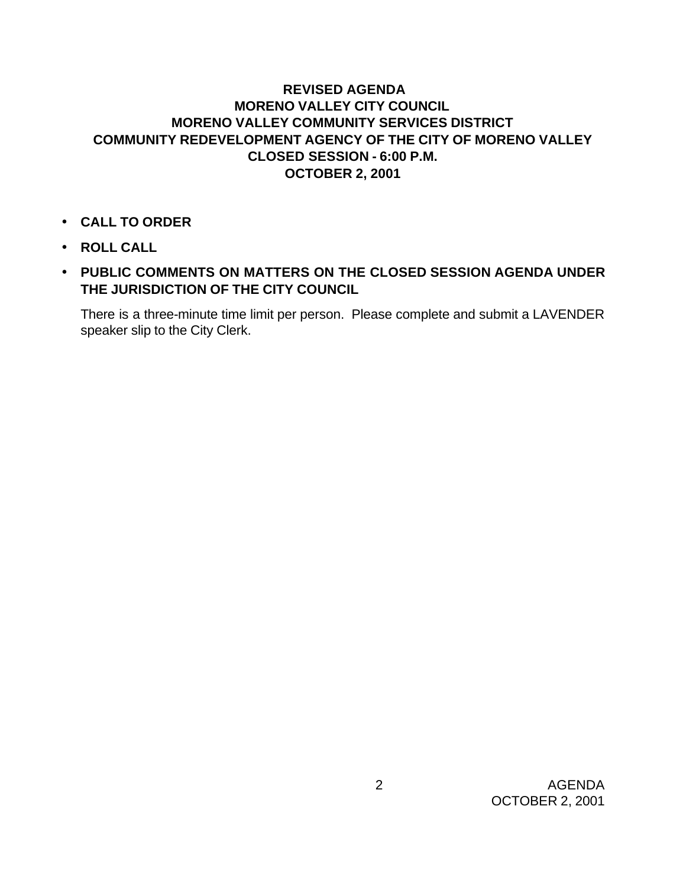**REVISED AGENDA**
**MORENO VALLEY CITY COUNCIL**
**MORENO VALLEY COMMUNITY SERVICES DISTRICT**
**COMMUNITY REDEVELOPMENT AGENCY OF THE CITY OF MORENO VALLEY**
**CLOSED SESSION - 6:00 P.M.**
**OCTOBER 2, 2001**

- **CALL TO ORDER**
- **ROLL CALL**
- **PUBLIC COMMENTS ON MATTERS ON THE CLOSED SESSION AGENDA UNDER THE JURISDICTION OF THE CITY COUNCIL**

  There is a three-minute time limit per person. Please complete and submit a LAVENDER speaker slip to the City Clerk.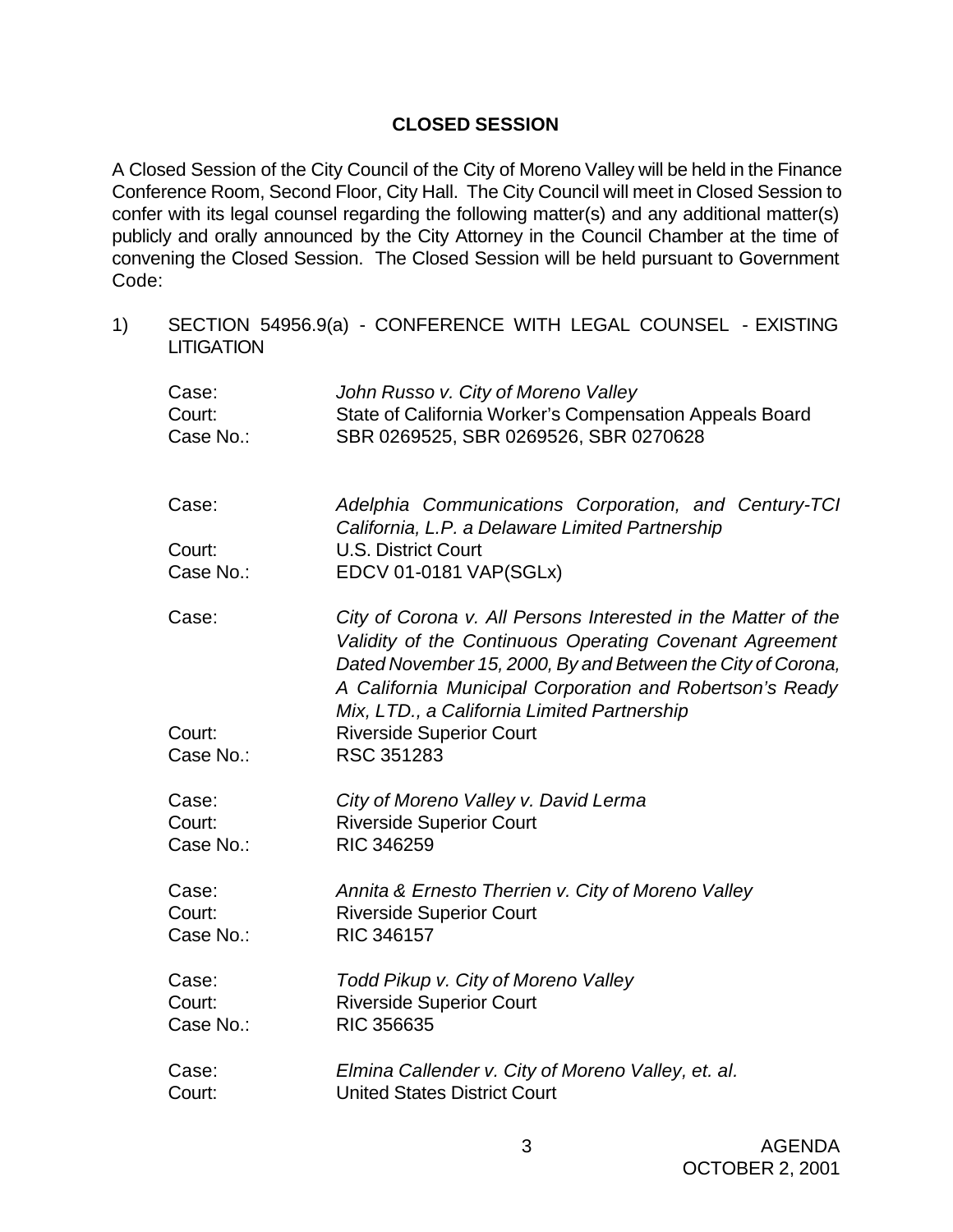## CLOSED SESSION

A Closed Session of the City Council of the City of Moreno Valley will be held in the Finance Conference Room, Second Floor, City Hall. The City Council will meet in Closed Session to confer with its legal counsel regarding the following matter(s) and any additional matter(s) publicly and orally announced by the City Attorney in the Council Chamber at the time of convening the Closed Session. The Closed Session will be held pursuant to Government Code:

1) SECTION 54956.9(a) - CONFERENCE WITH LEGAL COUNSEL - EXISTING LITIGATION

Case: *John Russo v. City of Moreno Valley*
Court: State of California Worker's Compensation Appeals Board
Case No.: SBR 0269525, SBR 0269526, SBR 0270628

Case: *Adelphia Communications Corporation, and Century-TCI California, L.P. a Delaware Limited Partnership*
Court: U.S. District Court
Case No.: EDCV 01-0181 VAP(SGLx)

Case: *City of Corona v. All Persons Interested in the Matter of the Validity of the Continuous Operating Covenant Agreement Dated November 15, 2000, By and Between the City of Corona, A California Municipal Corporation and Robertson's Ready Mix, LTD., a California Limited Partnership*
Court: Riverside Superior Court
Case No.: RSC 351283

Case: *City of Moreno Valley v. David Lerma*
Court: Riverside Superior Court
Case No.: RIC 346259

Case: *Annita & Ernesto Therrien v. City of Moreno Valley*
Court: Riverside Superior Court
Case No.: RIC 346157

Case: *Todd Pikup v. City of Moreno Valley*
Court: Riverside Superior Court
Case No.: RIC 356635

Case: *Elmina Callender v. City of Moreno Valley, et. al.*
Court: United States District Court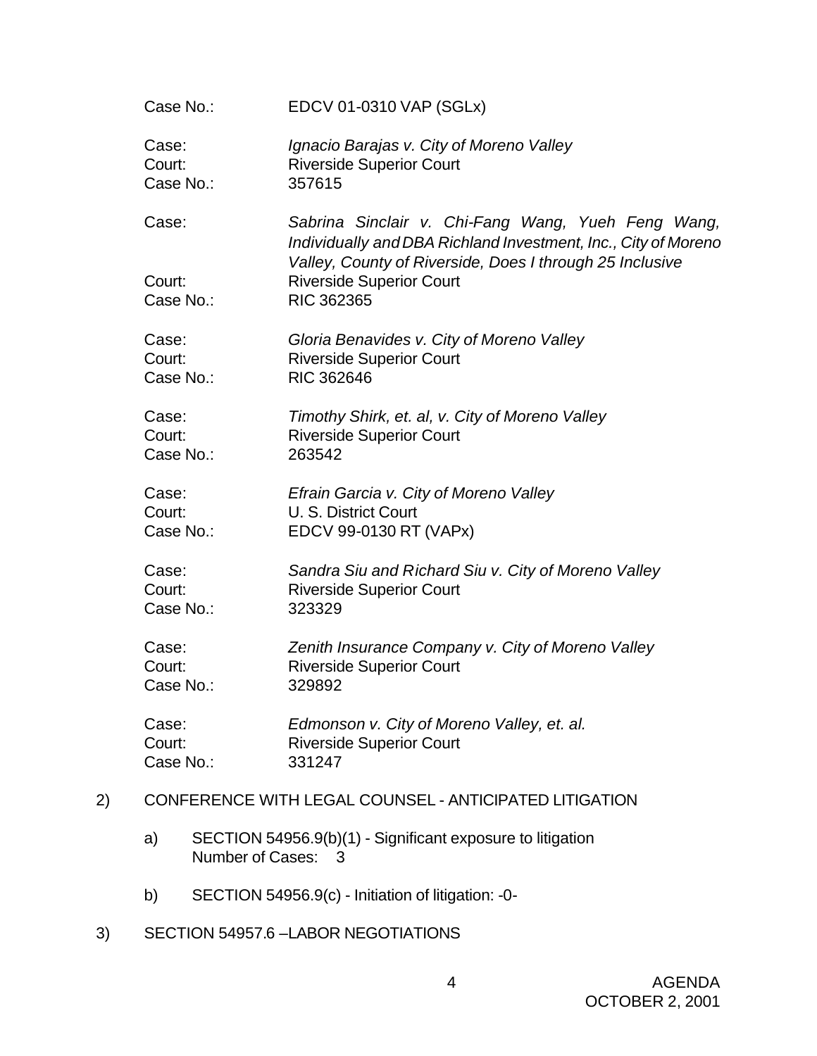Case No.: EDCV 01-0310 VAP (SGLx)

Case: *Ignacio Barajas v. City of Moreno Valley*
Court: Riverside Superior Court
Case No.: 357615

Case: *Sabrina Sinclair v. Chi-Fang Wang, Yueh Feng Wang, Individually and DBA Richland Investment, Inc., City of Moreno Valley, County of Riverside, Does I through 25 Inclusive*
Court: Riverside Superior Court
Case No.: RIC 362365

Case: *Gloria Benavides v. City of Moreno Valley*
Court: Riverside Superior Court
Case No.: RIC 362646

Case: *Timothy Shirk, et. al, v. City of Moreno Valley*
Court: Riverside Superior Court
Case No.: 263542

Case: *Efrain Garcia v. City of Moreno Valley*
Court: U. S. District Court
Case No.: EDCV 99-0130 RT (VAPx)

Case: *Sandra Siu and Richard Siu v. City of Moreno Valley*
Court: Riverside Superior Court
Case No.: 323329

Case: *Zenith Insurance Company v. City of Moreno Valley*
Court: Riverside Superior Court
Case No.: 329892

Case: *Edmonson v. City of Moreno Valley, et. al.*
Court: Riverside Superior Court
Case No.: 331247

2) CONFERENCE WITH LEGAL COUNSEL - ANTICIPATED LITIGATION

   a) SECTION 54956.9(b)(1) - Significant exposure to litigation
      Number of Cases: 3

   b) SECTION 54956.9(c) - Initiation of litigation: -0-

3) SECTION 54957.6 –LABOR NEGOTIATIONS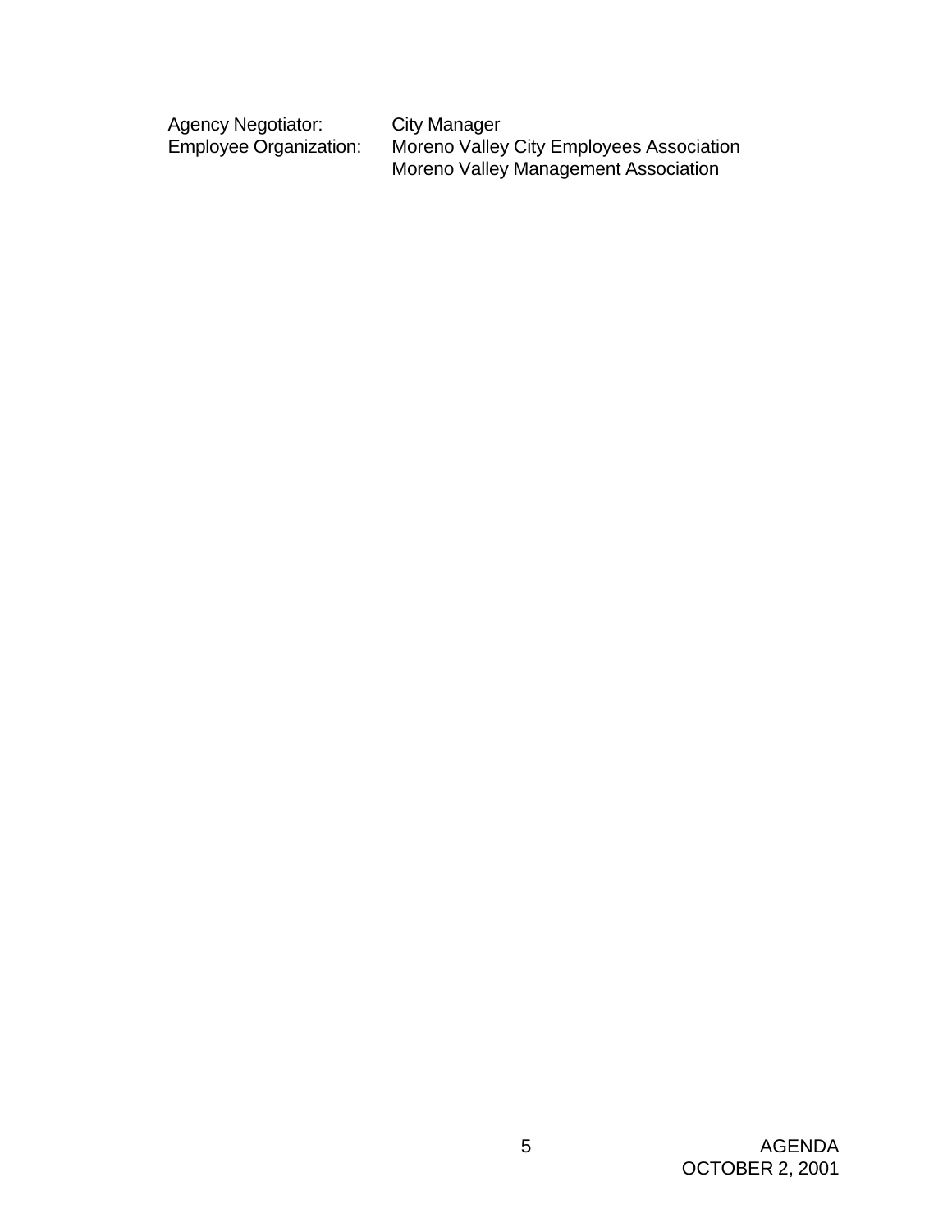Agency Negotiator: City Manager

Employee Organization: Moreno Valley City Employees Association
Moreno Valley Management Association